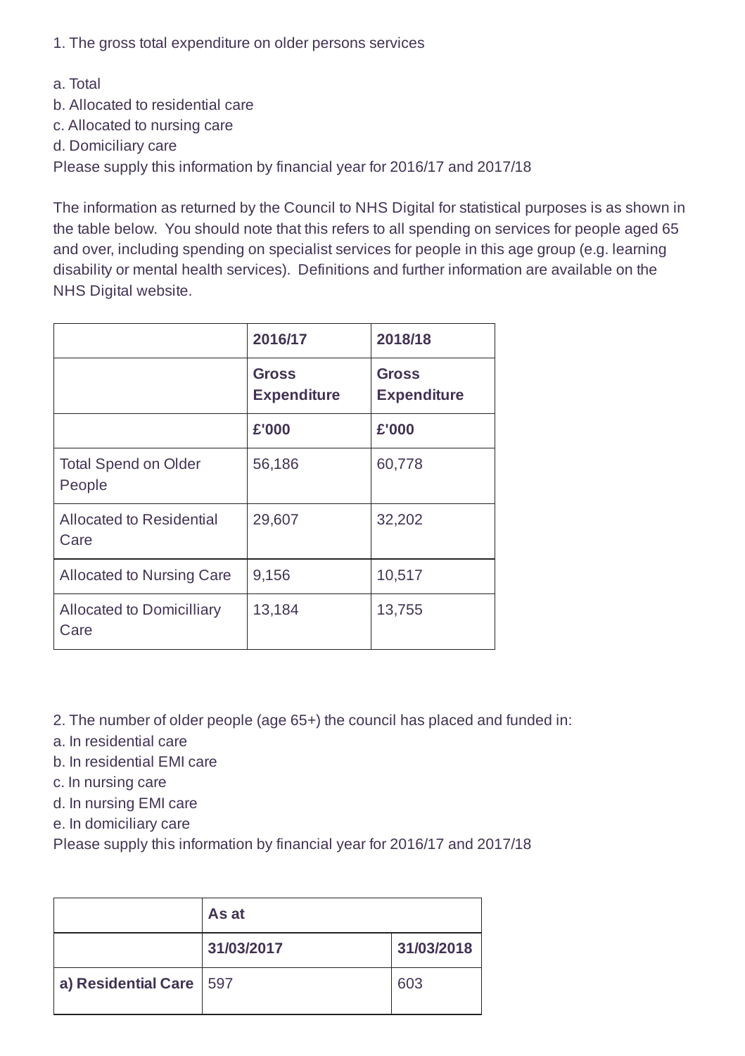1. The gross total expenditure on older persons services

a. Total
b. Allocated to residential care
c. Allocated to nursing care
d. Domiciliary care
Please supply this information by financial year for 2016/17 and 2017/18

The information as returned by the Council to NHS Digital for statistical purposes is as shown in the table below. You should note that this refers to all spending on services for people aged 65 and over, including spending on specialist services for people in this age group (e.g. learning disability or mental health services). Definitions and further information are available on the NHS Digital website.

| | **2016/17** | **2018/18** |
|---|---|---|
| | **Gross Expenditure** | **Gross Expenditure** |
| | **£'000** | **£'000** |
| Total Spend on Older People | 56,186 | 60,778 |
| Allocated to Residential Care | 29,607 | 32,202 |
| Allocated to Nursing Care | 9,156 | 10,517 |
| Allocated to Domicilliary Care | 13,184 | 13,755 |

2. The number of older people (age 65+) the council has placed and funded in:
a. In residential care
b. In residential EMI care
c. In nursing care
d. In nursing EMI care
e. In domiciliary care
Please supply this information by financial year for 2016/17 and 2017/18

| | **As at** | |
|---|---|---|
| | **31/03/2017** | **31/03/2018** |
| **a) Residential Care** | 597 | 603 |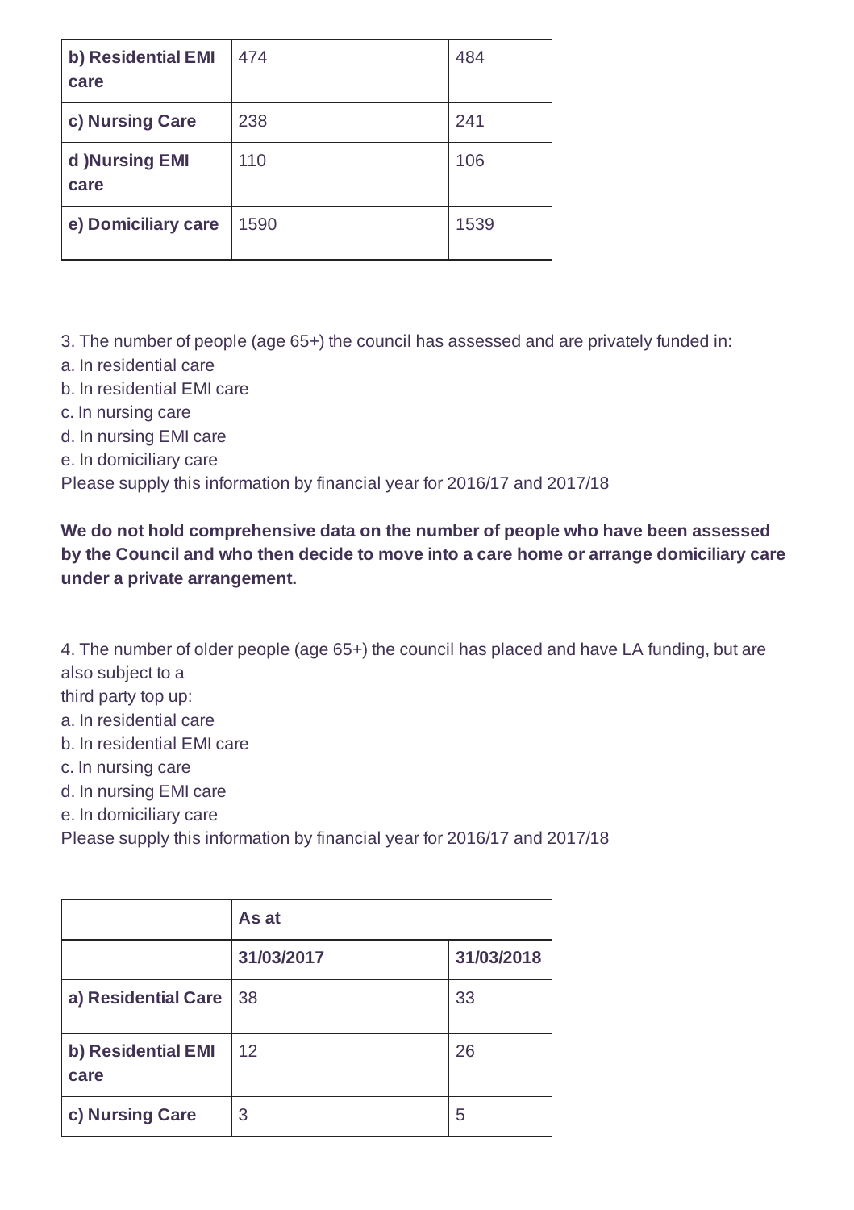| b) Residential EMI care | 474 | 484 |
|---|---|---|
| c) Nursing Care | 238 | 241 |
| d )Nursing EMI care | 110 | 106 |
| e) Domiciliary care | 1590 | 1539 |

3. The number of people (age 65+) the council has assessed and are privately funded in:
a. In residential care
b. In residential EMI care
c. In nursing care
d. In nursing EMI care
e. In domiciliary care
Please supply this information by financial year for 2016/17 and 2017/18

**We do not hold comprehensive data on the number of people who have been assessed by the Council and who then decide to move into a care home or arrange domiciliary care under a private arrangement.**

4. The number of older people (age 65+) the council has placed and have LA funding, but are also subject to a
third party top up:
a. In residential care
b. In residential EMI care
c. In nursing care
d. In nursing EMI care
e. In domiciliary care
Please supply this information by financial year for 2016/17 and 2017/18

| | **As at** | |
|---|---|---|
| | **31/03/2017** | **31/03/2018** |
| **a) Residential Care** | 38 | 33 |
| **b) Residential EMI care** | 12 | 26 |
| **c) Nursing Care** | 3 | 5 |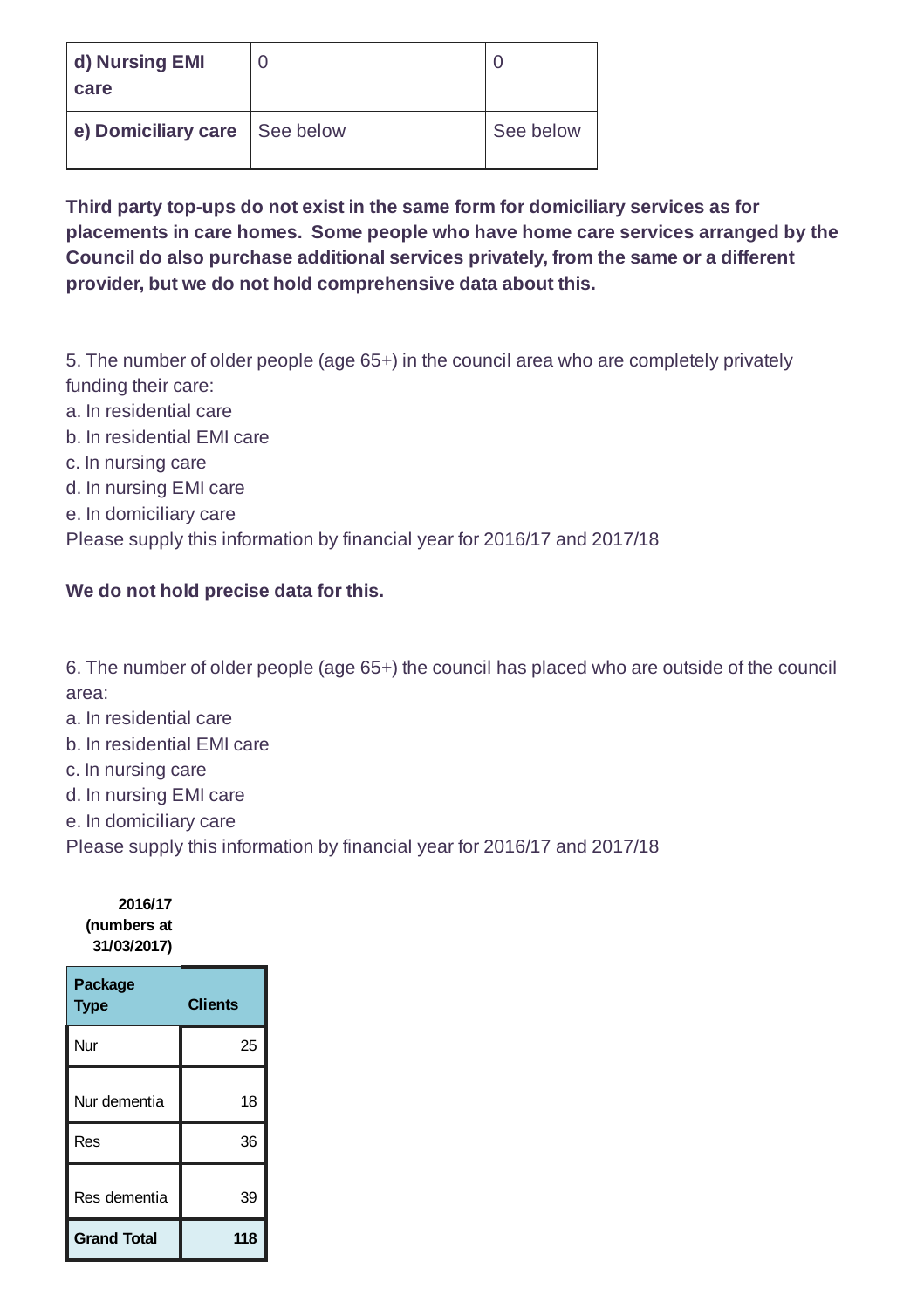| d) Nursing EMI care | 0 | 0 |
|---|---|---|
| e) Domiciliary care | See below | See below |

**Third party top-ups do not exist in the same form for domiciliary services as for placements in care homes. Some people who have home care services arranged by the Council do also purchase additional services privately, from the same or a different provider, but we do not hold comprehensive data about this.**

5. The number of older people (age 65+) in the council area who are completely privately funding their care:
a. In residential care
b. In residential EMI care
c. In nursing care
d. In nursing EMI care
e. In domiciliary care
Please supply this information by financial year for 2016/17 and 2017/18

**We do not hold precise data for this.**

6. The number of older people (age 65+) the council has placed who are outside of the council area:
a. In residential care
b. In residential EMI care
c. In nursing care
d. In nursing EMI care
e. In domiciliary care
Please supply this information by financial year for 2016/17 and 2017/18

**2016/17 (numbers at 31/03/2017)**

| Package Type | Clients |
|---|---|
| Nur | 25 |
| Nur dementia | 18 |
| Res | 36 |
| Res dementia | 39 |
| **Grand Total** | **118** |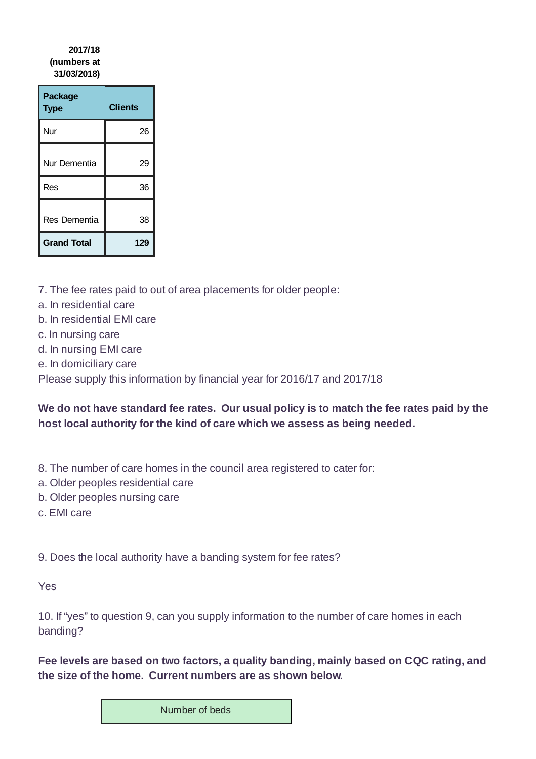**2017/18 (numbers at 31/03/2018)**

| Package Type | Clients |
|---|---|
| Nur | 26 |
| Nur Dementia | 29 |
| Res | 36 |
| Res Dementia | 38 |
| **Grand Total** | **129** |

7. The fee rates paid to out of area placements for older people:
a. In residential care
b. In residential EMI care
c. In nursing care
d. In nursing EMI care
e. In domiciliary care
Please supply this information by financial year for 2016/17 and 2017/18

**We do not have standard fee rates. Our usual policy is to match the fee rates paid by the host local authority for the kind of care which we assess as being needed.**

8. The number of care homes in the council area registered to cater for:
a. Older peoples residential care
b. Older peoples nursing care
c. EMI care

9. Does the local authority have a banding system for fee rates?

Yes

10. If "yes" to question 9, can you supply information to the number of care homes in each banding?

**Fee levels are based on two factors, a quality banding, mainly based on CQC rating, and the size of the home. Current numbers are as shown below.**

| Number of beds |
|---|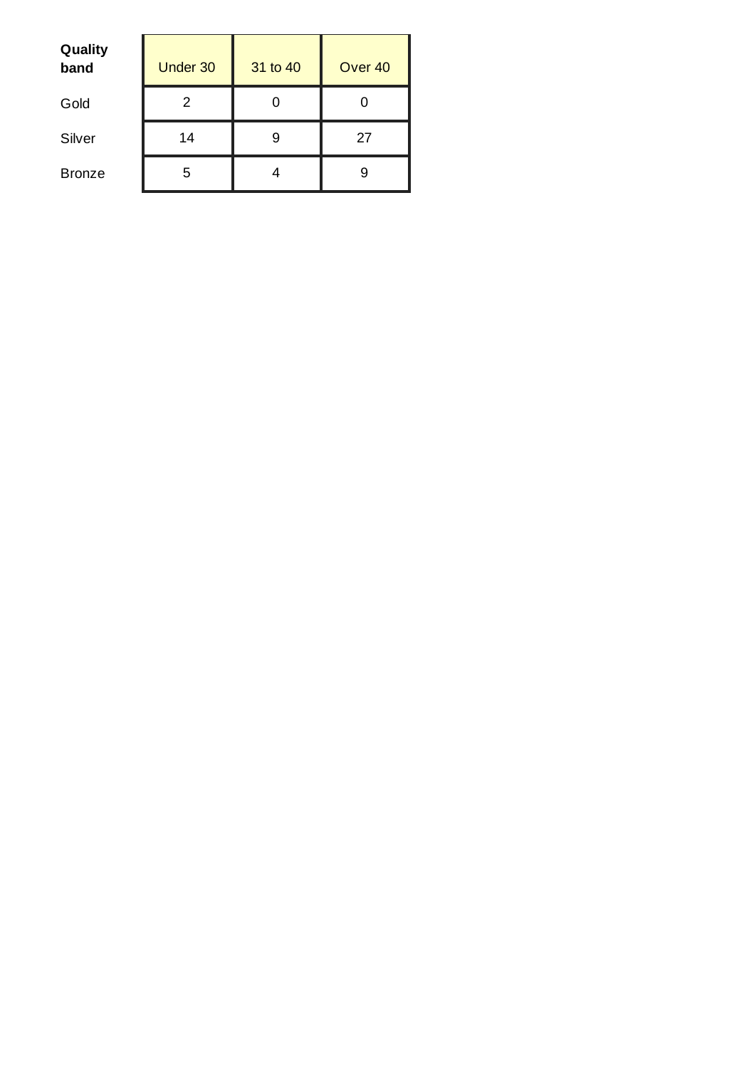| Quality band | Under 30 | 31 to 40 | Over 40 |
|---|---|---|---|
| Gold | 2 | 0 | 0 |
| Silver | 14 | 9 | 27 |
| Bronze | 5 | 4 | 9 |